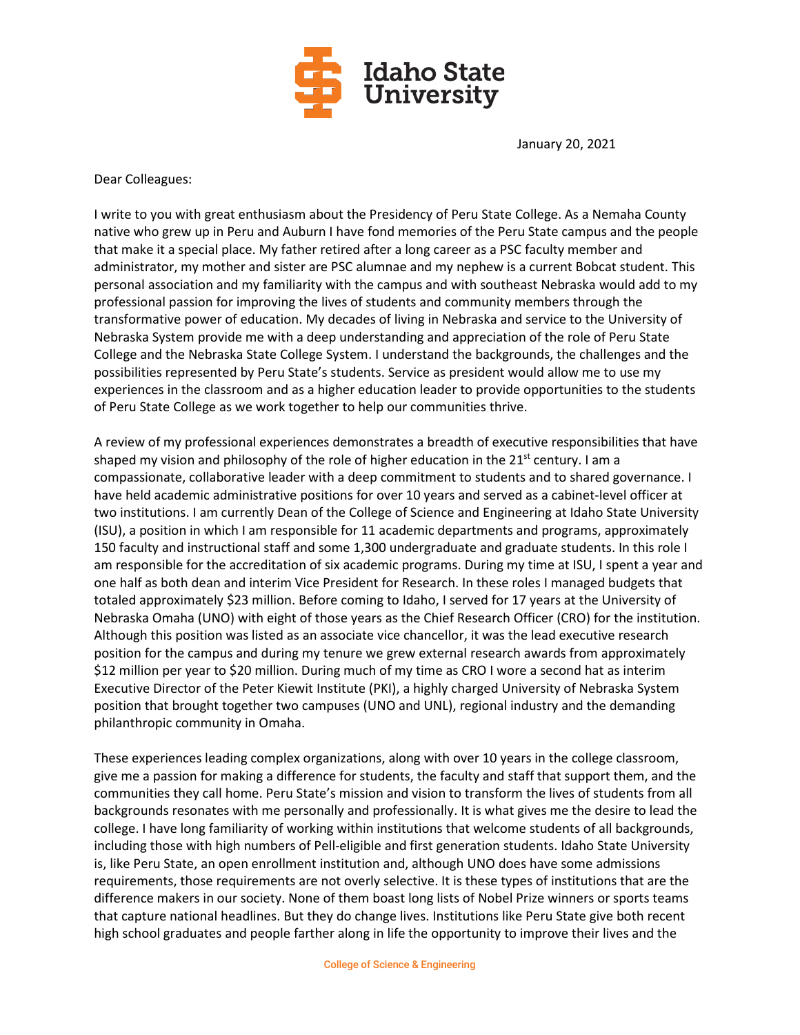January 20, 2021

Dear Colleagues:

I write to you with great enthusiasm about the Presidency of Peru State College. As a Nemaha County native who grew up in Peru and Auburn I have fond memories of the Peru State campus and the people that make it a special place. My father retired after a long career as a PSC faculty member and administrator, my mother and sister are PSC alumnae and my nephew is a current Bobcat student. This personal association and my familiarity with the campus and with southeast Nebraska would add to my professional passion for improving the lives of students and community members through the transformative power of education. My decades of living in Nebraska and service to the University of Nebraska System provide me with a deep understanding and appreciation of the role of Peru State College and the Nebraska State College System. I understand the backgrounds, the challenges and the possibilities represented by Peru State's students. Service as president would allow me to use my experiences in the classroom and as a higher education leader to provide opportunities to the students of Peru State College as we work together to help our communities thrive.

A review of my professional experiences demonstrates a breadth of executive responsibilities that have shaped my vision and philosophy of the role of higher education in the 21st century. I am a compassionate, collaborative leader with a deep commitment to students and to shared governance. I have held academic administrative positions for over 10 years and served as a cabinet-level officer at two institutions. I am currently Dean of the College of Science and Engineering at Idaho State University (ISU), a position in which I am responsible for 11 academic departments and programs, approximately 150 faculty and instructional staff and some 1,300 undergraduate and graduate students. In this role I am responsible for the accreditation of six academic programs. During my time at ISU, I spent a year and one half as both dean and interim Vice President for Research. In these roles I managed budgets that totaled approximately $23 million. Before coming to Idaho, I served for 17 years at the University of Nebraska Omaha (UNO) with eight of those years as the Chief Research Officer (CRO) for the institution. Although this position was listed as an associate vice chancellor, it was the lead executive research position for the campus and during my tenure we grew external research awards from approximately $12 million per year to $20 million. During much of my time as CRO I wore a second hat as interim Executive Director of the Peter Kiewit Institute (PKI), a highly charged University of Nebraska System position that brought together two campuses (UNO and UNL), regional industry and the demanding philanthropic community in Omaha.

These experiences leading complex organizations, along with over 10 years in the college classroom, give me a passion for making a difference for students, the faculty and staff that support them, and the communities they call home. Peru State's mission and vision to transform the lives of students from all backgrounds resonates with me personally and professionally. It is what gives me the desire to lead the college. I have long familiarity of working within institutions that welcome students of all backgrounds, including those with high numbers of Pell-eligible and first generation students. Idaho State University is, like Peru State, an open enrollment institution and, although UNO does have some admissions requirements, those requirements are not overly selective. It is these types of institutions that are the difference makers in our society. None of them boast long lists of Nobel Prize winners or sports teams that capture national headlines. But they do change lives. Institutions like Peru State give both recent high school graduates and people farther along in life the opportunity to improve their lives and the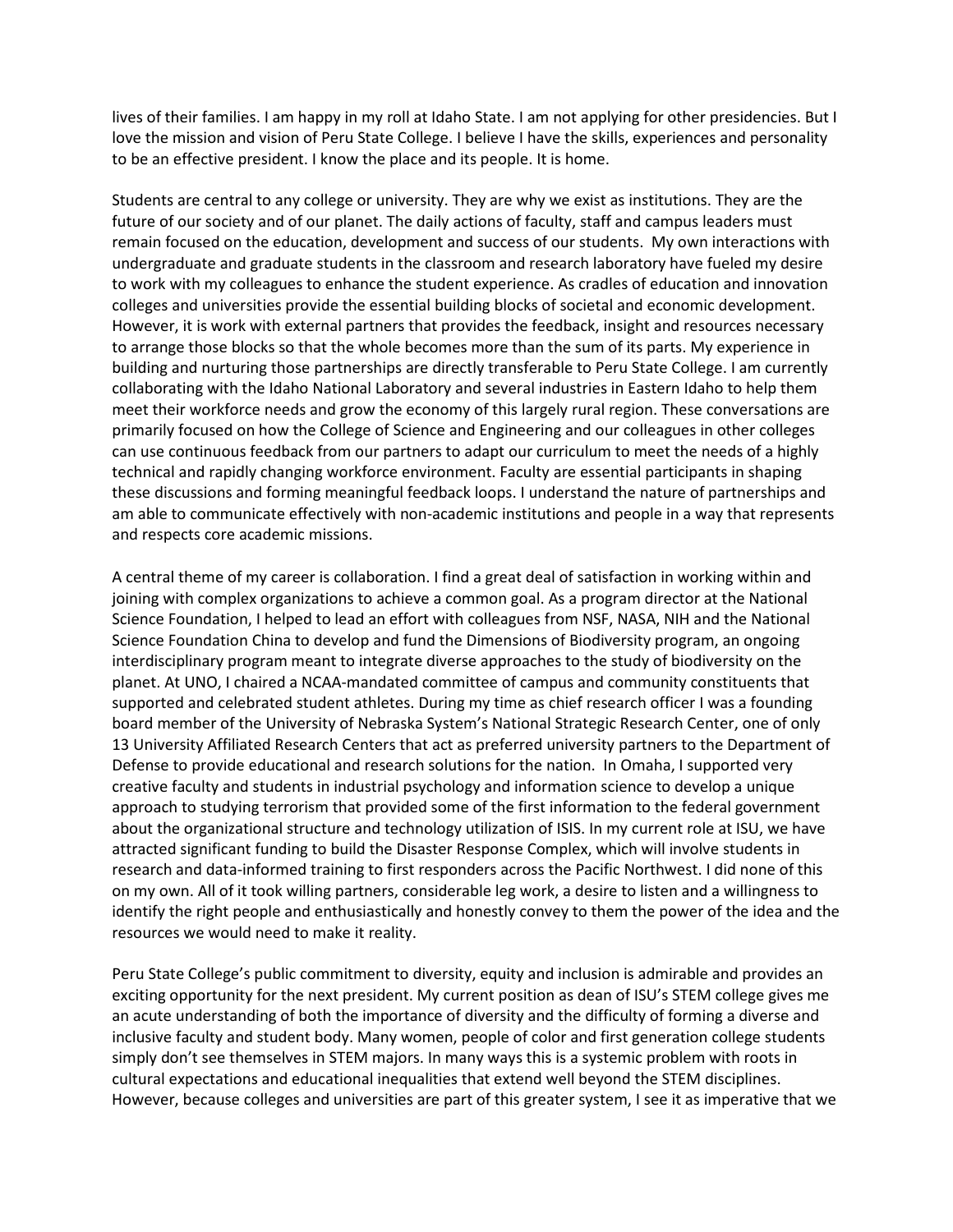lives of their families. I am happy in my roll at Idaho State. I am not applying for other presidencies. But I love the mission and vision of Peru State College. I believe I have the skills, experiences and personality to be an effective president. I know the place and its people. It is home.

Students are central to any college or university. They are why we exist as institutions. They are the future of our society and of our planet. The daily actions of faculty, staff and campus leaders must remain focused on the education, development and success of our students. My own interactions with undergraduate and graduate students in the classroom and research laboratory have fueled my desire to work with my colleagues to enhance the student experience. As cradles of education and innovation colleges and universities provide the essential building blocks of societal and economic development. However, it is work with external partners that provides the feedback, insight and resources necessary to arrange those blocks so that the whole becomes more than the sum of its parts. My experience in building and nurturing those partnerships are directly transferable to Peru State College. I am currently collaborating with the Idaho National Laboratory and several industries in Eastern Idaho to help them meet their workforce needs and grow the economy of this largely rural region. These conversations are primarily focused on how the College of Science and Engineering and our colleagues in other colleges can use continuous feedback from our partners to adapt our curriculum to meet the needs of a highly technical and rapidly changing workforce environment. Faculty are essential participants in shaping these discussions and forming meaningful feedback loops. I understand the nature of partnerships and am able to communicate effectively with non-academic institutions and people in a way that represents and respects core academic missions.

A central theme of my career is collaboration. I find a great deal of satisfaction in working within and joining with complex organizations to achieve a common goal. As a program director at the National Science Foundation, I helped to lead an effort with colleagues from NSF, NASA, NIH and the National Science Foundation China to develop and fund the Dimensions of Biodiversity program, an ongoing interdisciplinary program meant to integrate diverse approaches to the study of biodiversity on the planet. At UNO, I chaired a NCAA-mandated committee of campus and community constituents that supported and celebrated student athletes. During my time as chief research officer I was a founding board member of the University of Nebraska System's National Strategic Research Center, one of only 13 University Affiliated Research Centers that act as preferred university partners to the Department of Defense to provide educational and research solutions for the nation. In Omaha, I supported very creative faculty and students in industrial psychology and information science to develop a unique approach to studying terrorism that provided some of the first information to the federal government about the organizational structure and technology utilization of ISIS. In my current role at ISU, we have attracted significant funding to build the Disaster Response Complex, which will involve students in research and data-informed training to first responders across the Pacific Northwest. I did none of this on my own. All of it took willing partners, considerable leg work, a desire to listen and a willingness to identify the right people and enthusiastically and honestly convey to them the power of the idea and the resources we would need to make it reality.

Peru State College's public commitment to diversity, equity and inclusion is admirable and provides an exciting opportunity for the next president. My current position as dean of ISU's STEM college gives me an acute understanding of both the importance of diversity and the difficulty of forming a diverse and inclusive faculty and student body. Many women, people of color and first generation college students simply don't see themselves in STEM majors. In many ways this is a systemic problem with roots in cultural expectations and educational inequalities that extend well beyond the STEM disciplines. However, because colleges and universities are part of this greater system, I see it as imperative that we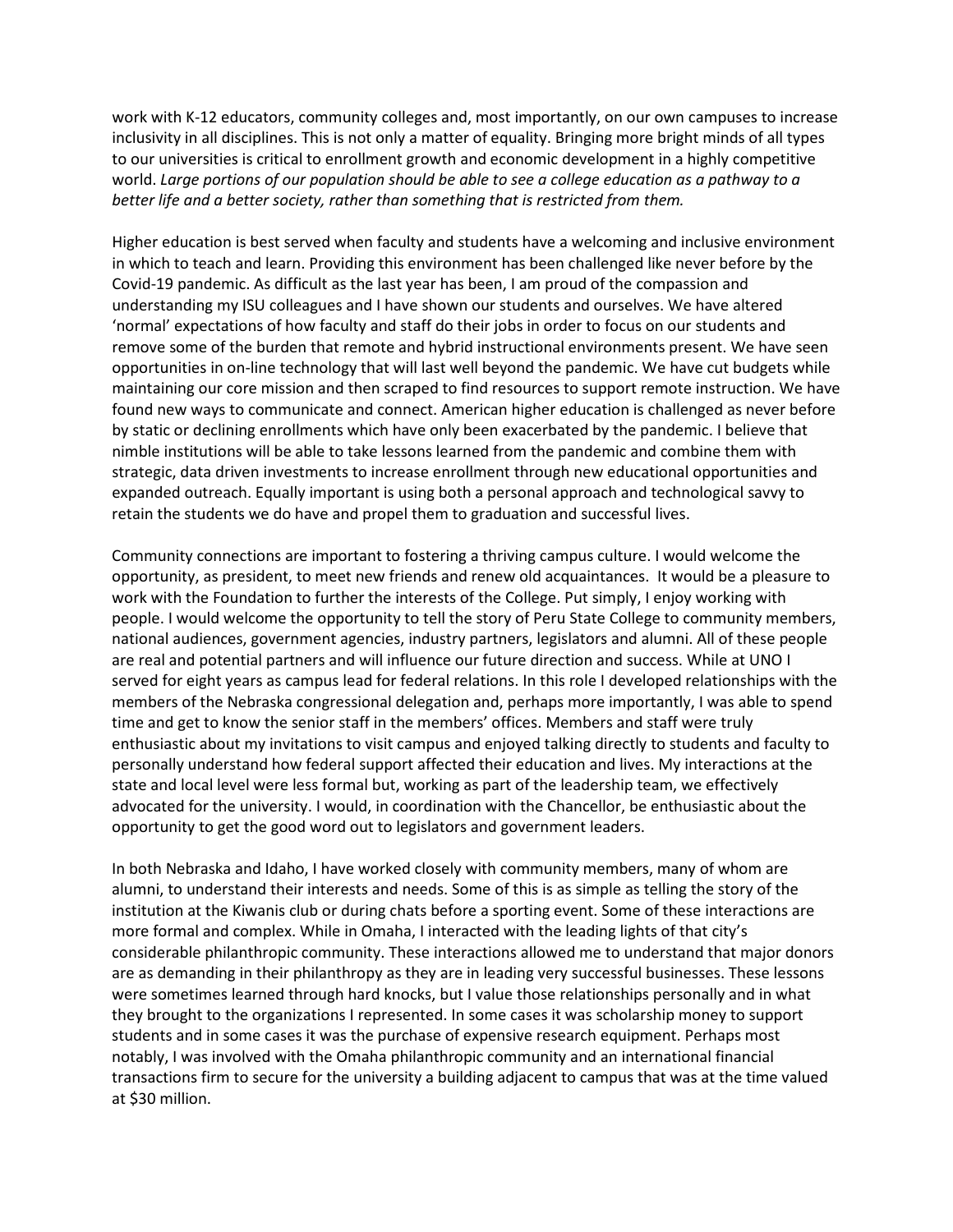work with K-12 educators, community colleges and, most importantly, on our own campuses to increase inclusivity in all disciplines. This is not only a matter of equality. Bringing more bright minds of all types to our universities is critical to enrollment growth and economic development in a highly competitive world. *Large portions of our population should be able to see a college education as a pathway to a better life and a better society, rather than something that is restricted from them.*

Higher education is best served when faculty and students have a welcoming and inclusive environment in which to teach and learn. Providing this environment has been challenged like never before by the Covid-19 pandemic. As difficult as the last year has been, I am proud of the compassion and understanding my ISU colleagues and I have shown our students and ourselves. We have altered 'normal' expectations of how faculty and staff do their jobs in order to focus on our students and remove some of the burden that remote and hybrid instructional environments present. We have seen opportunities in on-line technology that will last well beyond the pandemic. We have cut budgets while maintaining our core mission and then scraped to find resources to support remote instruction. We have found new ways to communicate and connect. American higher education is challenged as never before by static or declining enrollments which have only been exacerbated by the pandemic. I believe that nimble institutions will be able to take lessons learned from the pandemic and combine them with strategic, data driven investments to increase enrollment through new educational opportunities and expanded outreach. Equally important is using both a personal approach and technological savvy to retain the students we do have and propel them to graduation and successful lives.

Community connections are important to fostering a thriving campus culture. I would welcome the opportunity, as president, to meet new friends and renew old acquaintances. It would be a pleasure to work with the Foundation to further the interests of the College. Put simply, I enjoy working with people. I would welcome the opportunity to tell the story of Peru State College to community members, national audiences, government agencies, industry partners, legislators and alumni. All of these people are real and potential partners and will influence our future direction and success. While at UNO I served for eight years as campus lead for federal relations. In this role I developed relationships with the members of the Nebraska congressional delegation and, perhaps more importantly, I was able to spend time and get to know the senior staff in the members' offices. Members and staff were truly enthusiastic about my invitations to visit campus and enjoyed talking directly to students and faculty to personally understand how federal support affected their education and lives. My interactions at the state and local level were less formal but, working as part of the leadership team, we effectively advocated for the university. I would, in coordination with the Chancellor, be enthusiastic about the opportunity to get the good word out to legislators and government leaders.

In both Nebraska and Idaho, I have worked closely with community members, many of whom are alumni, to understand their interests and needs. Some of this is as simple as telling the story of the institution at the Kiwanis club or during chats before a sporting event. Some of these interactions are more formal and complex. While in Omaha, I interacted with the leading lights of that city's considerable philanthropic community. These interactions allowed me to understand that major donors are as demanding in their philanthropy as they are in leading very successful businesses. These lessons were sometimes learned through hard knocks, but I value those relationships personally and in what they brought to the organizations I represented. In some cases it was scholarship money to support students and in some cases it was the purchase of expensive research equipment. Perhaps most notably, I was involved with the Omaha philanthropic community and an international financial transactions firm to secure for the university a building adjacent to campus that was at the time valued at $30 million.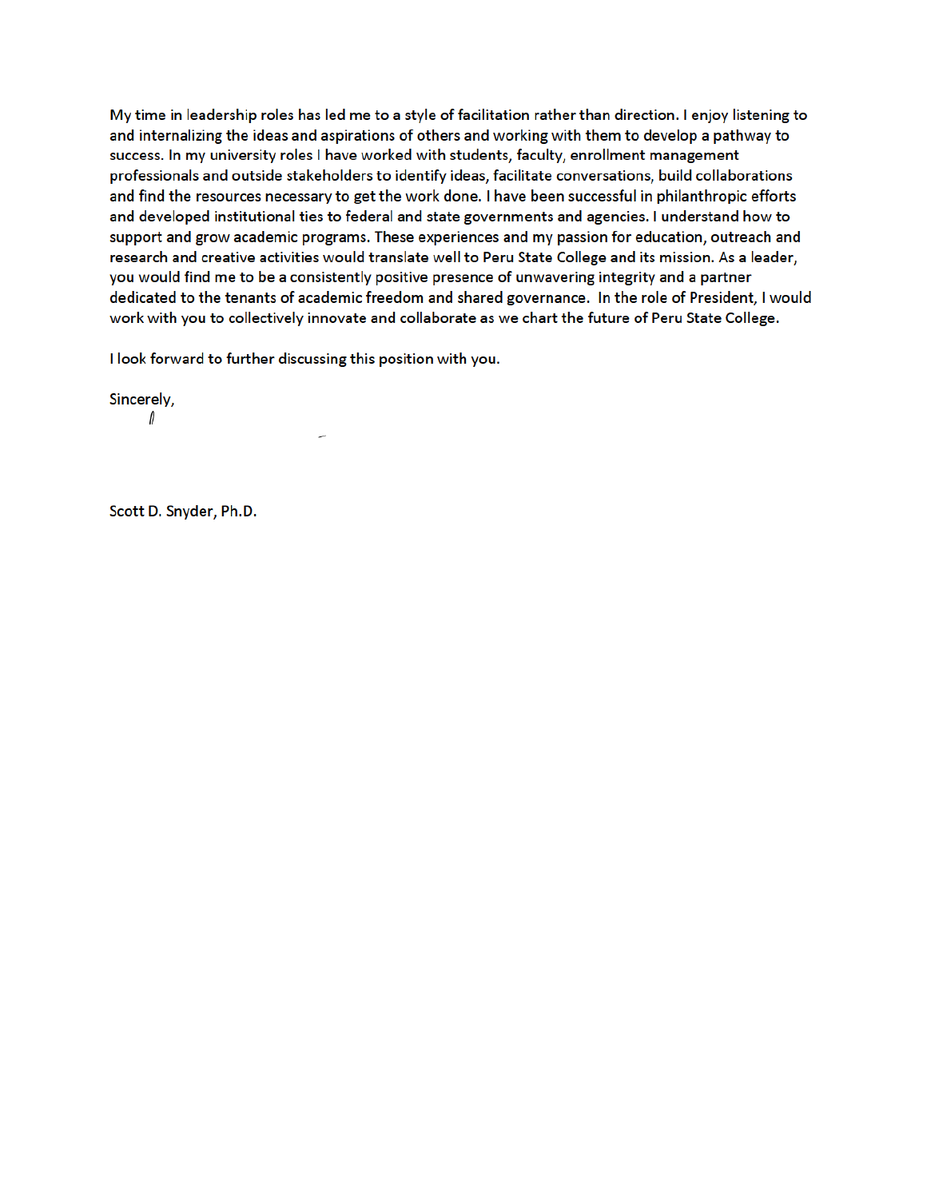My time in leadership roles has led me to a style of facilitation rather than direction. I enjoy listening to and internalizing the ideas and aspirations of others and working with them to develop a pathway to success. In my university roles I have worked with students, faculty, enrollment management professionals and outside stakeholders to identify ideas, facilitate conversations, build collaborations and find the resources necessary to get the work done. I have been successful in philanthropic efforts and developed institutional ties to federal and state governments and agencies. I understand how to support and grow academic programs. These experiences and my passion for education, outreach and research and creative activities would translate well to Peru State College and its mission. As a leader, you would find me to be a consistently positive presence of unwavering integrity and a partner dedicated to the tenants of academic freedom and shared governance. In the role of President, I would work with you to collectively innovate and collaborate as we chart the future of Peru State College.

I look forward to further discussing this position with you.

Sincerely,

Scott D. Snyder, Ph.D.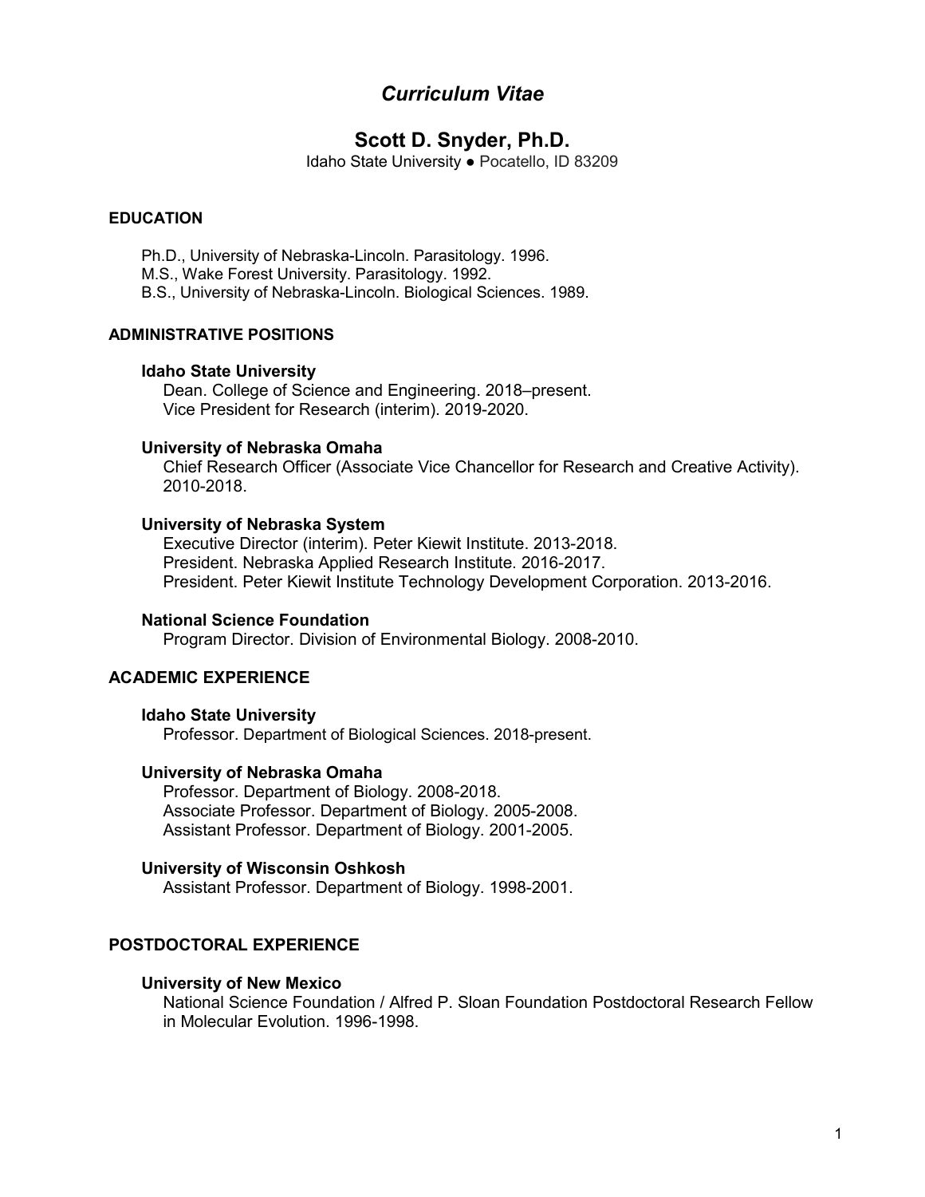# *Curriculum Vitae*

## Scott D. Snyder, Ph.D.

Idaho State University ● Pocatello, ID 83209

### EDUCATION

Ph.D., University of Nebraska-Lincoln. Parasitology. 1996.
M.S., Wake Forest University. Parasitology. 1992.
B.S., University of Nebraska-Lincoln. Biological Sciences. 1989.

### ADMINISTRATIVE POSITIONS

**Idaho State University**
Dean. College of Science and Engineering. 2018–present.
Vice President for Research (interim). 2019-2020.

**University of Nebraska Omaha**
Chief Research Officer (Associate Vice Chancellor for Research and Creative Activity). 2010-2018.

**University of Nebraska System**
Executive Director (interim). Peter Kiewit Institute. 2013-2018.
President. Nebraska Applied Research Institute. 2016-2017.
President. Peter Kiewit Institute Technology Development Corporation. 2013-2016.

**National Science Foundation**
Program Director. Division of Environmental Biology. 2008-2010.

### ACADEMIC EXPERIENCE

**Idaho State University**
Professor. Department of Biological Sciences. 2018-present.

**University of Nebraska Omaha**
Professor. Department of Biology. 2008-2018.
Associate Professor. Department of Biology. 2005-2008.
Assistant Professor. Department of Biology. 2001-2005.

**University of Wisconsin Oshkosh**
Assistant Professor. Department of Biology. 1998-2001.

### POSTDOCTORAL EXPERIENCE

**University of New Mexico**
National Science Foundation / Alfred P. Sloan Foundation Postdoctoral Research Fellow in Molecular Evolution. 1996-1998.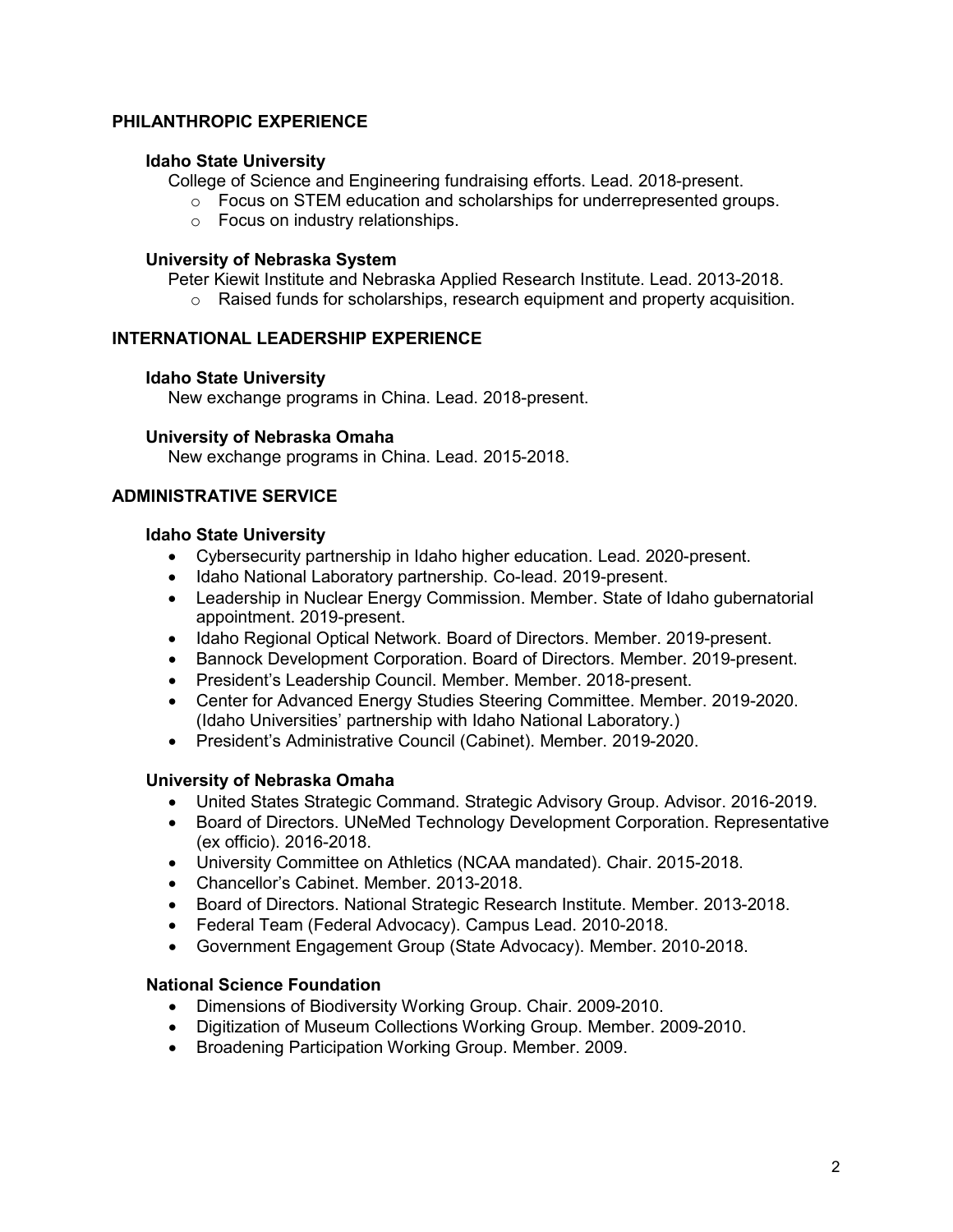## PHILANTHROPIC EXPERIENCE

### Idaho State University

College of Science and Engineering fundraising efforts. Lead. 2018-present.

- Focus on STEM education and scholarships for underrepresented groups.
- Focus on industry relationships.

### University of Nebraska System

Peter Kiewit Institute and Nebraska Applied Research Institute. Lead. 2013-2018.

- Raised funds for scholarships, research equipment and property acquisition.

## INTERNATIONAL LEADERSHIP EXPERIENCE

### Idaho State University

New exchange programs in China. Lead. 2018-present.

### University of Nebraska Omaha

New exchange programs in China. Lead. 2015-2018.

## ADMINISTRATIVE SERVICE

### Idaho State University

- Cybersecurity partnership in Idaho higher education. Lead. 2020-present.
- Idaho National Laboratory partnership. Co-lead. 2019-present.
- Leadership in Nuclear Energy Commission. Member. State of Idaho gubernatorial appointment. 2019-present.
- Idaho Regional Optical Network. Board of Directors. Member. 2019-present.
- Bannock Development Corporation. Board of Directors. Member. 2019-present.
- President's Leadership Council. Member. Member. 2018-present.
- Center for Advanced Energy Studies Steering Committee. Member. 2019-2020. (Idaho Universities' partnership with Idaho National Laboratory.)
- President's Administrative Council (Cabinet). Member. 2019-2020.

### University of Nebraska Omaha

- United States Strategic Command. Strategic Advisory Group. Advisor. 2016-2019.
- Board of Directors. UNeMed Technology Development Corporation. Representative (ex officio). 2016-2018.
- University Committee on Athletics (NCAA mandated). Chair. 2015-2018.
- Chancellor's Cabinet. Member. 2013-2018.
- Board of Directors. National Strategic Research Institute. Member. 2013-2018.
- Federal Team (Federal Advocacy). Campus Lead. 2010-2018.
- Government Engagement Group (State Advocacy). Member. 2010-2018.

### National Science Foundation

- Dimensions of Biodiversity Working Group. Chair. 2009-2010.
- Digitization of Museum Collections Working Group. Member. 2009-2010.
- Broadening Participation Working Group. Member. 2009.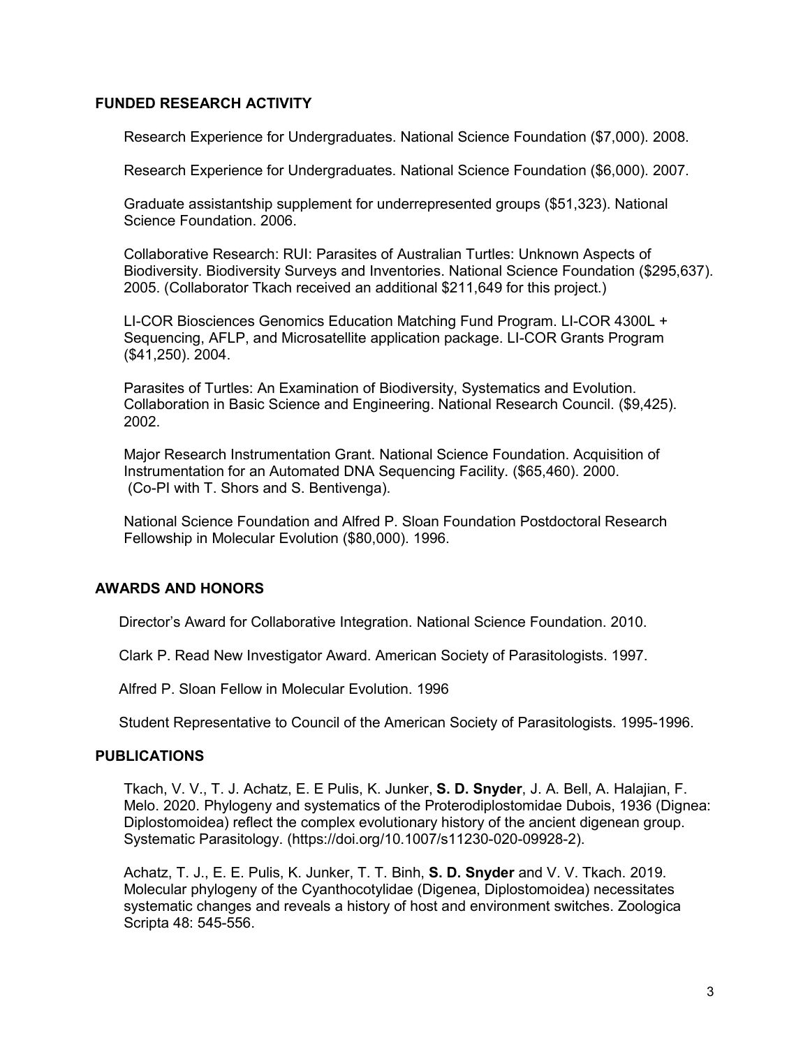## FUNDED RESEARCH ACTIVITY

Research Experience for Undergraduates. National Science Foundation ($7,000). 2008.

Research Experience for Undergraduates. National Science Foundation ($6,000). 2007.

Graduate assistantship supplement for underrepresented groups ($51,323). National Science Foundation. 2006.

Collaborative Research: RUI: Parasites of Australian Turtles: Unknown Aspects of Biodiversity. Biodiversity Surveys and Inventories. National Science Foundation ($295,637). 2005. (Collaborator Tkach received an additional $211,649 for this project.)

LI-COR Biosciences Genomics Education Matching Fund Program. LI-COR 4300L + Sequencing, AFLP, and Microsatellite application package. LI-COR Grants Program ($41,250). 2004.

Parasites of Turtles: An Examination of Biodiversity, Systematics and Evolution. Collaboration in Basic Science and Engineering. National Research Council. ($9,425). 2002.

Major Research Instrumentation Grant. National Science Foundation. Acquisition of Instrumentation for an Automated DNA Sequencing Facility. ($65,460). 2000. (Co-PI with T. Shors and S. Bentivenga).

National Science Foundation and Alfred P. Sloan Foundation Postdoctoral Research Fellowship in Molecular Evolution ($80,000). 1996.

## AWARDS AND HONORS

Director's Award for Collaborative Integration. National Science Foundation. 2010.

Clark P. Read New Investigator Award. American Society of Parasitologists. 1997.

Alfred P. Sloan Fellow in Molecular Evolution. 1996

Student Representative to Council of the American Society of Parasitologists. 1995-1996.

## PUBLICATIONS

Tkach, V. V., T. J. Achatz, E. E Pulis, K. Junker, **S. D. Snyder**, J. A. Bell, A. Halajian, F. Melo. 2020. Phylogeny and systematics of the Proterodiplostomidae Dubois, 1936 (Dignea: Diplostomoidea) reflect the complex evolutionary history of the ancient digenean group. Systematic Parasitology. (https://doi.org/10.1007/s11230-020-09928-2).

Achatz, T. J., E. E. Pulis, K. Junker, T. T. Binh, **S. D. Snyder** and V. V. Tkach. 2019. Molecular phylogeny of the Cyanthocotylidae (Digenea, Diplostomoidea) necessitates systematic changes and reveals a history of host and environment switches. Zoologica Scripta 48: 545-556.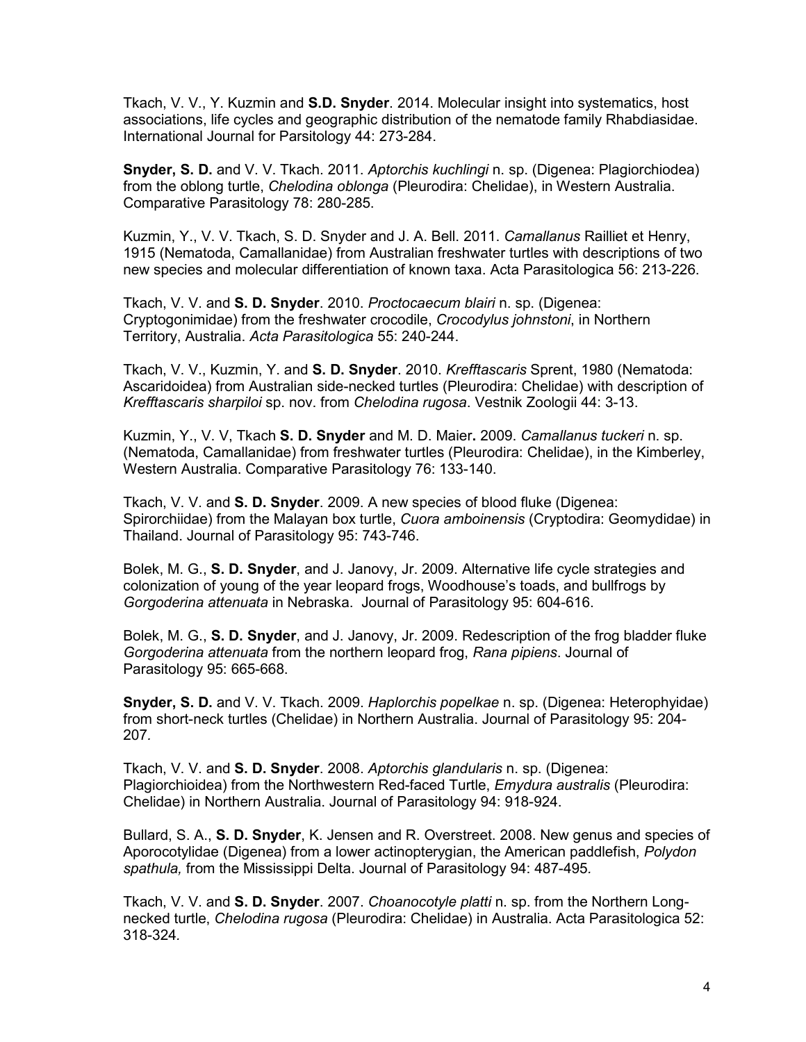Tkach, V. V., Y. Kuzmin and **S.D. Snyder**. 2014. Molecular insight into systematics, host associations, life cycles and geographic distribution of the nematode family Rhabdiasidae. International Journal for Parsitology 44: 273-284.

**Snyder, S. D.** and V. V. Tkach. 2011. *Aptorchis kuchlingi* n. sp. (Digenea: Plagiorchiodea) from the oblong turtle, *Chelodina oblonga* (Pleurodira: Chelidae), in Western Australia. Comparative Parasitology 78: 280-285.

Kuzmin, Y., V. V. Tkach, S. D. Snyder and J. A. Bell. 2011. *Camallanus* Railliet et Henry, 1915 (Nematoda, Camallanidae) from Australian freshwater turtles with descriptions of two new species and molecular differentiation of known taxa. Acta Parasitologica 56: 213-226.

Tkach, V. V. and **S. D. Snyder**. 2010. *Proctocaecum blairi* n. sp. (Digenea: Cryptogonimidae) from the freshwater crocodile, *Crocodylus johnstoni*, in Northern Territory, Australia. *Acta Parasitologica* 55: 240-244.

Tkach, V. V., Kuzmin, Y. and **S. D. Snyder**. 2010. *Krefftascaris* Sprent, 1980 (Nematoda: Ascaridoidea) from Australian side-necked turtles (Pleurodira: Chelidae) with description of *Krefftascaris sharpiloi* sp. nov. from *Chelodina rugosa*. Vestnik Zoologii 44: 3-13.

Kuzmin, Y., V. V, Tkach **S. D. Snyder** and M. D. Maier**.** 2009. *Camallanus tuckeri* n. sp. (Nematoda, Camallanidae) from freshwater turtles (Pleurodira: Chelidae), in the Kimberley, Western Australia. Comparative Parasitology 76: 133-140.

Tkach, V. V. and **S. D. Snyder**. 2009. A new species of blood fluke (Digenea: Spirorchiidae) from the Malayan box turtle, *Cuora amboinensis* (Cryptodira: Geomydidae) in Thailand. Journal of Parasitology 95: 743-746.

Bolek, M. G., **S. D. Snyder**, and J. Janovy, Jr. 2009. Alternative life cycle strategies and colonization of young of the year leopard frogs, Woodhouse's toads, and bullfrogs by *Gorgoderina attenuata* in Nebraska. Journal of Parasitology 95: 604-616.

Bolek, M. G., **S. D. Snyder**, and J. Janovy, Jr. 2009. Redescription of the frog bladder fluke *Gorgoderina attenuata* from the northern leopard frog, *Rana pipiens*. Journal of Parasitology 95: 665-668.

**Snyder, S. D.** and V. V. Tkach. 2009. *Haplorchis popelkae* n. sp. (Digenea: Heterophyidae) from short-neck turtles (Chelidae) in Northern Australia. Journal of Parasitology 95: 204-207.

Tkach, V. V. and **S. D. Snyder**. 2008. *Aptorchis glandularis* n. sp. (Digenea: Plagiorchioidea) from the Northwestern Red-faced Turtle, *Emydura australis* (Pleurodira: Chelidae) in Northern Australia. Journal of Parasitology 94: 918-924.

Bullard, S. A., **S. D. Snyder**, K. Jensen and R. Overstreet. 2008. New genus and species of Aporocotylidae (Digenea) from a lower actinopterygian, the American paddlefish, *Polydon spathula,* from the Mississippi Delta. Journal of Parasitology 94: 487-495.

Tkach, V. V. and **S. D. Snyder**. 2007. *Choanocotyle platti* n. sp. from the Northern Long-necked turtle, *Chelodina rugosa* (Pleurodira: Chelidae) in Australia. Acta Parasitologica 52: 318-324.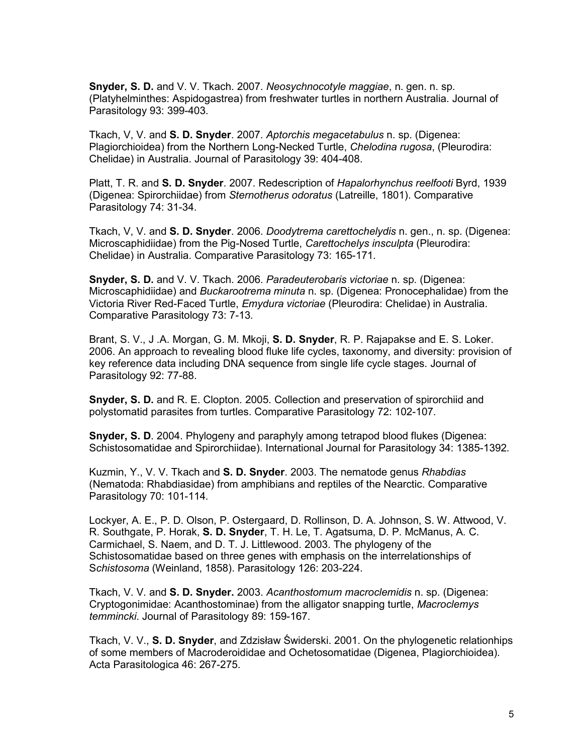**Snyder, S. D.** and V. V. Tkach. 2007. *Neosychnocotyle maggiae*, n. gen. n. sp. (Platyhelminthes: Aspidogastrea) from freshwater turtles in northern Australia. Journal of Parasitology 93: 399-403.

Tkach, V, V. and **S. D. Snyder**. 2007. *Aptorchis megacetabulus* n. sp. (Digenea: Plagiorchioidea) from the Northern Long-Necked Turtle, *Chelodina rugosa*, (Pleurodira: Chelidae) in Australia. Journal of Parasitology 39: 404-408.

Platt, T. R. and **S. D. Snyder**. 2007. Redescription of *Hapalorhynchus reelfooti* Byrd, 1939 (Digenea: Spirorchiidae) from *Sternotherus odoratus* (Latreille, 1801). Comparative Parasitology 74: 31-34.

Tkach, V, V. and **S. D. Snyder**. 2006. *Doodytrema carettochelydis* n. gen., n. sp. (Digenea: Microscaphidiidae) from the Pig-Nosed Turtle, *Carettochelys insculpta* (Pleurodira: Chelidae) in Australia. Comparative Parasitology 73: 165-171.

**Snyder, S. D.** and V. V. Tkach. 2006. *Paradeuterobaris victoriae* n. sp. (Digenea: Microscaphidiidae) and *Buckarootrema minuta* n. sp. (Digenea: Pronocephalidae) from the Victoria River Red-Faced Turtle, *Emydura victoriae* (Pleurodira: Chelidae) in Australia. Comparative Parasitology 73: 7-13.

Brant, S. V., J .A. Morgan, G. M. Mkoji, **S. D. Snyder**, R. P. Rajapakse and E. S. Loker. 2006. An approach to revealing blood fluke life cycles, taxonomy, and diversity: provision of key reference data including DNA sequence from single life cycle stages. Journal of Parasitology 92: 77-88.

**Snyder, S. D.** and R. E. Clopton. 2005. Collection and preservation of spirorchiid and polystomatid parasites from turtles. Comparative Parasitology 72: 102-107.

**Snyder, S. D**. 2004. Phylogeny and paraphyly among tetrapod blood flukes (Digenea: Schistosomatidae and Spirorchiidae). International Journal for Parasitology 34: 1385-1392.

Kuzmin, Y., V. V. Tkach and **S. D. Snyder**. 2003. The nematode genus *Rhabdias* (Nematoda: Rhabdiasidae) from amphibians and reptiles of the Nearctic. Comparative Parasitology 70: 101-114.

Lockyer, A. E., P. D. Olson, P. Ostergaard, D. Rollinson, D. A. Johnson, S. W. Attwood, V. R. Southgate, P. Horak, **S. D. Snyder**, T. H. Le, T. Agatsuma, D. P. McManus, A. C. Carmichael, S. Naem, and D. T. J. Littlewood. 2003. The phylogeny of the Schistosomatidae based on three genes with emphasis on the interrelationships of S*chistosoma* (Weinland, 1858). Parasitology 126: 203-224.

Tkach, V. V. and **S. D. Snyder.** 2003. *Acanthostomum macroclemidis* n. sp. (Digenea: Cryptogonimidae: Acanthostominae) from the alligator snapping turtle, *Macroclemys temmincki*. Journal of Parasitology 89: 159-167.

Tkach, V. V., **S. D. Snyder**, and Zdzisław Świderski. 2001. On the phylogenetic relationhips of some members of Macroderoididae and Ochetosomatidae (Digenea, Plagiorchioidea). Acta Parasitologica 46: 267-275.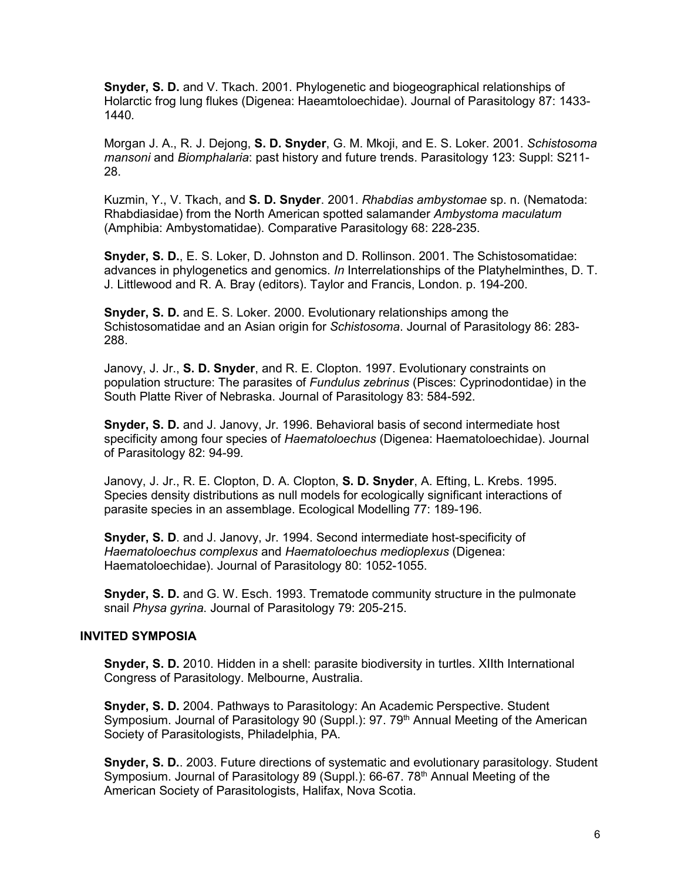**Snyder, S. D.** and V. Tkach. 2001. Phylogenetic and biogeographical relationships of Holarctic frog lung flukes (Digenea: Haeamtoloechidae). Journal of Parasitology 87: 1433-1440.

Morgan J. A., R. J. Dejong, **S. D. Snyder**, G. M. Mkoji, and E. S. Loker. 2001. *Schistosoma mansoni* and *Biomphalaria*: past history and future trends. Parasitology 123: Suppl: S211-28.

Kuzmin, Y., V. Tkach, and **S. D. Snyder**. 2001. *Rhabdias ambystomae* sp. n. (Nematoda: Rhabdiasidae) from the North American spotted salamander *Ambystoma maculatum* (Amphibia: Ambystomatidae). Comparative Parasitology 68: 228-235.

**Snyder, S. D.**, E. S. Loker, D. Johnston and D. Rollinson. 2001. The Schistosomatidae: advances in phylogenetics and genomics. *In* Interrelationships of the Platyhelminthes, D. T. J. Littlewood and R. A. Bray (editors). Taylor and Francis, London. p. 194-200.

**Snyder, S. D.** and E. S. Loker. 2000. Evolutionary relationships among the Schistosomatidae and an Asian origin for *Schistosoma*. Journal of Parasitology 86: 283-288.

Janovy, J. Jr., **S. D. Snyder**, and R. E. Clopton. 1997. Evolutionary constraints on population structure: The parasites of *Fundulus zebrinus* (Pisces: Cyprinodontidae) in the South Platte River of Nebraska. Journal of Parasitology 83: 584-592.

**Snyder, S. D.** and J. Janovy, Jr. 1996. Behavioral basis of second intermediate host specificity among four species of *Haematoloechus* (Digenea: Haematoloechidae). Journal of Parasitology 82: 94-99.

Janovy, J. Jr., R. E. Clopton, D. A. Clopton, **S. D. Snyder**, A. Efting, L. Krebs. 1995. Species density distributions as null models for ecologically significant interactions of parasite species in an assemblage. Ecological Modelling 77: 189-196.

**Snyder, S. D**. and J. Janovy, Jr. 1994. Second intermediate host-specificity of *Haematoloechus complexus* and *Haematoloechus medioplexus* (Digenea: Haematoloechidae). Journal of Parasitology 80: 1052-1055.

**Snyder, S. D.** and G. W. Esch. 1993. Trematode community structure in the pulmonate snail *Physa gyrina*. Journal of Parasitology 79: 205-215.

## INVITED SYMPOSIA

**Snyder, S. D.** 2010. Hidden in a shell: parasite biodiversity in turtles. XIIth International Congress of Parasitology. Melbourne, Australia.

**Snyder, S. D.** 2004. Pathways to Parasitology: An Academic Perspective. Student Symposium. Journal of Parasitology 90 (Suppl.): 97. 79th Annual Meeting of the American Society of Parasitologists, Philadelphia, PA.

**Snyder, S. D.**. 2003. Future directions of systematic and evolutionary parasitology. Student Symposium. Journal of Parasitology 89 (Suppl.): 66-67. 78th Annual Meeting of the American Society of Parasitologists, Halifax, Nova Scotia.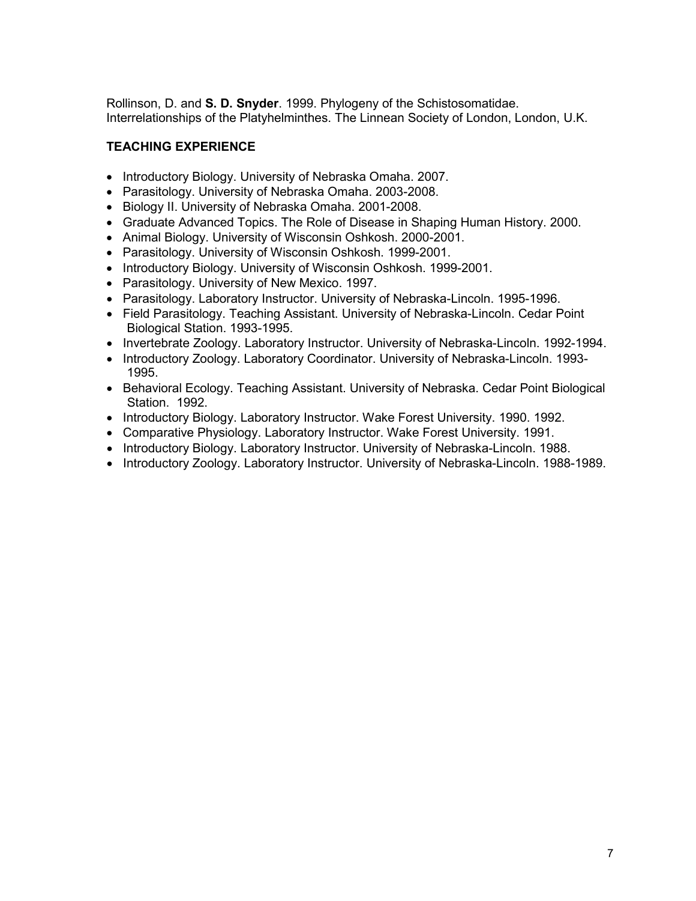Rollinson, D. and **S. D. Snyder**. 1999. Phylogeny of the Schistosomatidae. Interrelationships of the Platyhelminthes. The Linnean Society of London, London, U.K.

## TEACHING EXPERIENCE

- Introductory Biology. University of Nebraska Omaha. 2007.
- Parasitology. University of Nebraska Omaha. 2003-2008.
- Biology II. University of Nebraska Omaha. 2001-2008.
- Graduate Advanced Topics. The Role of Disease in Shaping Human History. 2000.
- Animal Biology. University of Wisconsin Oshkosh. 2000-2001.
- Parasitology. University of Wisconsin Oshkosh. 1999-2001.
- Introductory Biology. University of Wisconsin Oshkosh. 1999-2001.
- Parasitology. University of New Mexico. 1997.
- Parasitology. Laboratory Instructor. University of Nebraska-Lincoln. 1995-1996.
- Field Parasitology. Teaching Assistant. University of Nebraska-Lincoln. Cedar Point Biological Station. 1993-1995.
- Invertebrate Zoology. Laboratory Instructor. University of Nebraska-Lincoln. 1992-1994.
- Introductory Zoology. Laboratory Coordinator. University of Nebraska-Lincoln. 1993-1995.
- Behavioral Ecology. Teaching Assistant. University of Nebraska. Cedar Point Biological Station. 1992.
- Introductory Biology. Laboratory Instructor. Wake Forest University. 1990. 1992.
- Comparative Physiology. Laboratory Instructor. Wake Forest University. 1991.
- Introductory Biology. Laboratory Instructor. University of Nebraska-Lincoln. 1988.
- Introductory Zoology. Laboratory Instructor. University of Nebraska-Lincoln. 1988-1989.